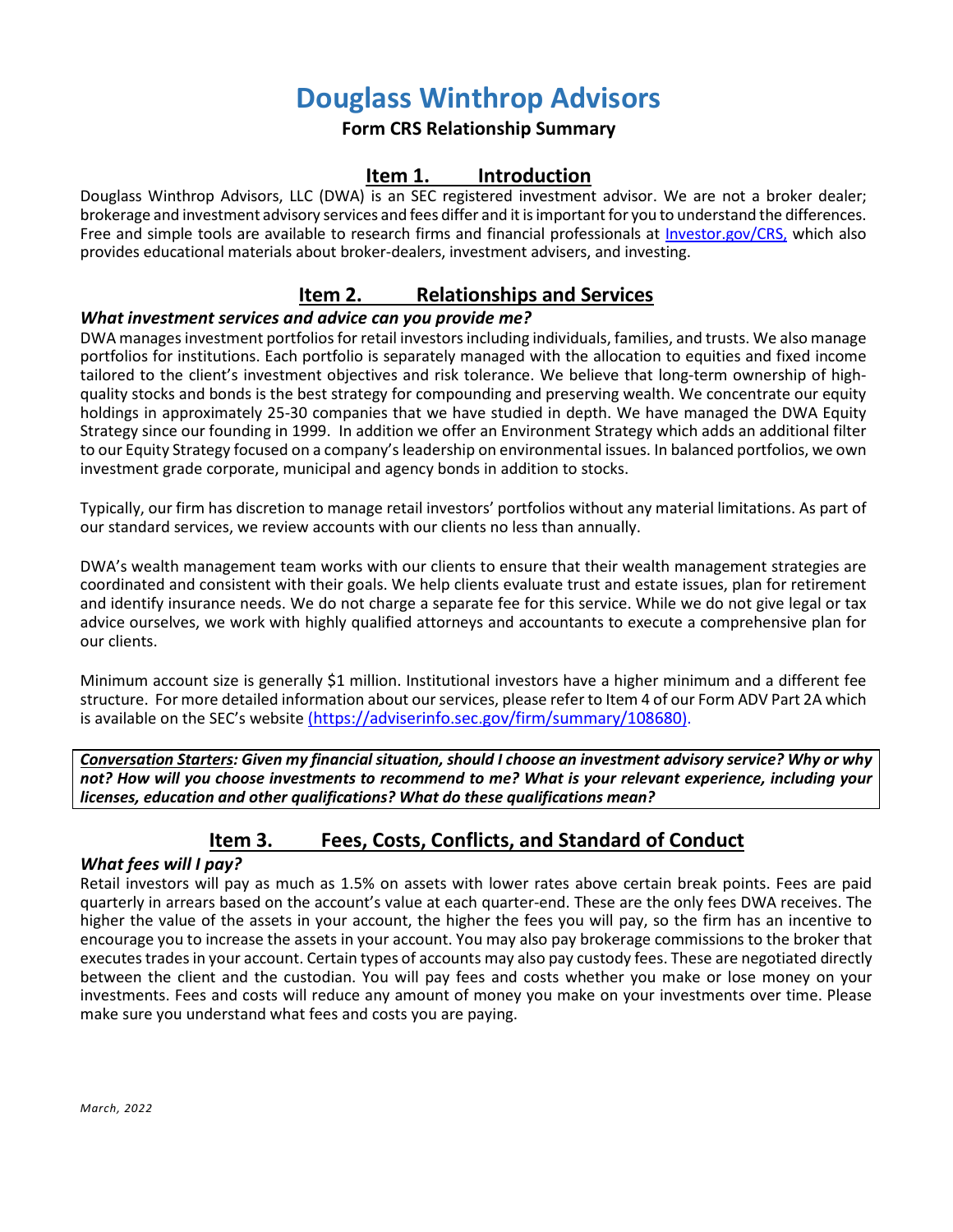# Douglass Winthrop Advisors

**Form CRS Relationship Summary**

## Item 1. Introduction

Douglass Winthrop Advisors, LLC (DWA) is an SEC registered investment advisor. We are not a broker dealer; brokerage and investment advisory services and fees differ and it is important for you to understand the differences. Free and simple tools are available to research firms and financial professionals at Investor.gov/CRS, which also provides educational materials about broker-dealers, investment advisers, and investing.

## Item 2. Relationships and Services

***What investment services and advice can you provide me?***

DWA manages investment portfolios for retail investors including individuals, families, and trusts. We also manage portfolios for institutions. Each portfolio is separately managed with the allocation to equities and fixed income tailored to the client's investment objectives and risk tolerance. We believe that long-term ownership of high-quality stocks and bonds is the best strategy for compounding and preserving wealth. We concentrate our equity holdings in approximately 25-30 companies that we have studied in depth. We have managed the DWA Equity Strategy since our founding in 1999. In addition we offer an Environment Strategy which adds an additional filter to our Equity Strategy focused on a company's leadership on environmental issues. In balanced portfolios, we own investment grade corporate, municipal and agency bonds in addition to stocks.

Typically, our firm has discretion to manage retail investors' portfolios without any material limitations. As part of our standard services, we review accounts with our clients no less than annually.

DWA's wealth management team works with our clients to ensure that their wealth management strategies are coordinated and consistent with their goals. We help clients evaluate trust and estate issues, plan for retirement and identify insurance needs. We do not charge a separate fee for this service. While we do not give legal or tax advice ourselves, we work with highly qualified attorneys and accountants to execute a comprehensive plan for our clients.

Minimum account size is generally $1 million. Institutional investors have a higher minimum and a different fee structure. For more detailed information about our services, please refer to Item 4 of our Form ADV Part 2A which is available on the SEC's website (https://adviserinfo.sec.gov/firm/summary/108680).

***Conversation Starters: Given my financial situation, should I choose an investment advisory service? Why or why not? How will you choose investments to recommend to me? What is your relevant experience, including your licenses, education and other qualifications? What do these qualifications mean?***

## Item 3. Fees, Costs, Conflicts, and Standard of Conduct

***What fees will I pay?***

Retail investors will pay as much as 1.5% on assets with lower rates above certain break points. Fees are paid quarterly in arrears based on the account's value at each quarter-end. These are the only fees DWA receives. The higher the value of the assets in your account, the higher the fees you will pay, so the firm has an incentive to encourage you to increase the assets in your account. You may also pay brokerage commissions to the broker that executes trades in your account. Certain types of accounts may also pay custody fees. These are negotiated directly between the client and the custodian. You will pay fees and costs whether you make or lose money on your investments. Fees and costs will reduce any amount of money you make on your investments over time. Please make sure you understand what fees and costs you are paying.

*March, 2022*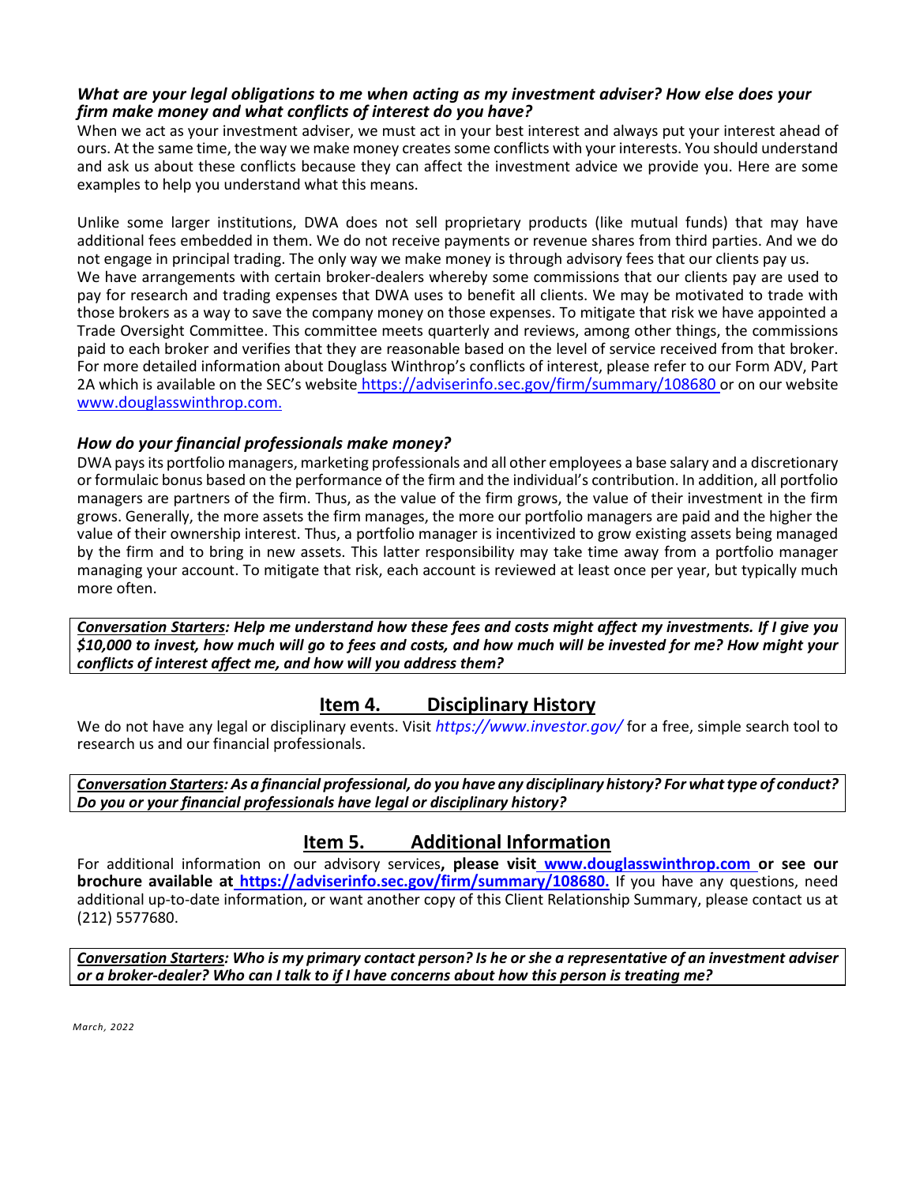***What are your legal obligations to me when acting as my investment adviser? How else does your firm make money and what conflicts of interest do you have?***

When we act as your investment adviser, we must act in your best interest and always put your interest ahead of ours. At the same time, the way we make money creates some conflicts with your interests. You should understand and ask us about these conflicts because they can affect the investment advice we provide you. Here are some examples to help you understand what this means.

Unlike some larger institutions, DWA does not sell proprietary products (like mutual funds) that may have additional fees embedded in them. We do not receive payments or revenue shares from third parties. And we do not engage in principal trading. The only way we make money is through advisory fees that our clients pay us.

We have arrangements with certain broker-dealers whereby some commissions that our clients pay are used to pay for research and trading expenses that DWA uses to benefit all clients. We may be motivated to trade with those brokers as a way to save the company money on those expenses. To mitigate that risk we have appointed a Trade Oversight Committee. This committee meets quarterly and reviews, among other things, the commissions paid to each broker and verifies that they are reasonable based on the level of service received from that broker. For more detailed information about Douglass Winthrop's conflicts of interest, please refer to our Form ADV, Part 2A which is available on the SEC's website https://adviserinfo.sec.gov/firm/summary/108680 or on our website www.douglasswinthrop.com.

***How do your financial professionals make money?***

DWA pays its portfolio managers, marketing professionals and all other employees a base salary and a discretionary or formulaic bonus based on the performance of the firm and the individual's contribution. In addition, all portfolio managers are partners of the firm. Thus, as the value of the firm grows, the value of their investment in the firm grows. Generally, the more assets the firm manages, the more our portfolio managers are paid and the higher the value of their ownership interest. Thus, a portfolio manager is incentivized to grow existing assets being managed by the firm and to bring in new assets. This latter responsibility may take time away from a portfolio manager managing your account. To mitigate that risk, each account is reviewed at least once per year, but typically much more often.

***Conversation Starters: Help me understand how these fees and costs might affect my investments. If I give you $10,000 to invest, how much will go to fees and costs, and how much will be invested for me? How might your conflicts of interest affect me, and how will you address them?***

## Item 4. Disciplinary History

We do not have any legal or disciplinary events. Visit *https://www.investor.gov/* for a free, simple search tool to research us and our financial professionals.

***Conversation Starters: As a financial professional, do you have any disciplinary history? For what type of conduct? Do you or your financial professionals have legal or disciplinary history?***

## Item 5. Additional Information

For additional information on our advisory services**, please visit www.douglasswinthrop.com or see our brochure available at https://adviserinfo.sec.gov/firm/summary/108680.** If you have any questions, need additional up-to-date information, or want another copy of this Client Relationship Summary, please contact us at (212) 5577680.

***Conversation Starters: Who is my primary contact person? Is he or she a representative of an investment adviser or a broker-dealer? Who can I talk to if I have concerns about how this person is treating me?***

*March, 2022*